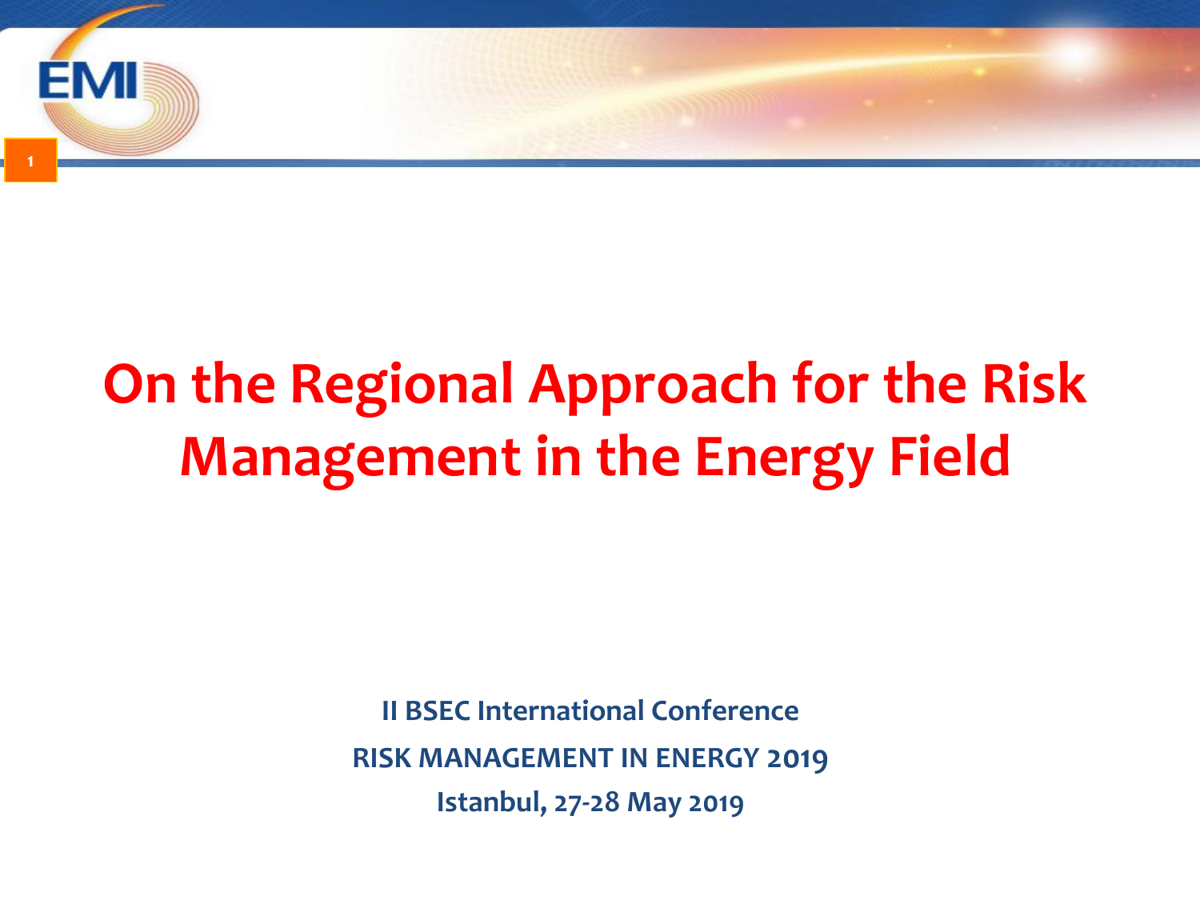# On the Regional Approach for the Risk Management in the Energy Field

**II BSEC International Conference**

**RISK MANAGEMENT IN ENERGY 2019**

**Istanbul, 27-28 May 2019**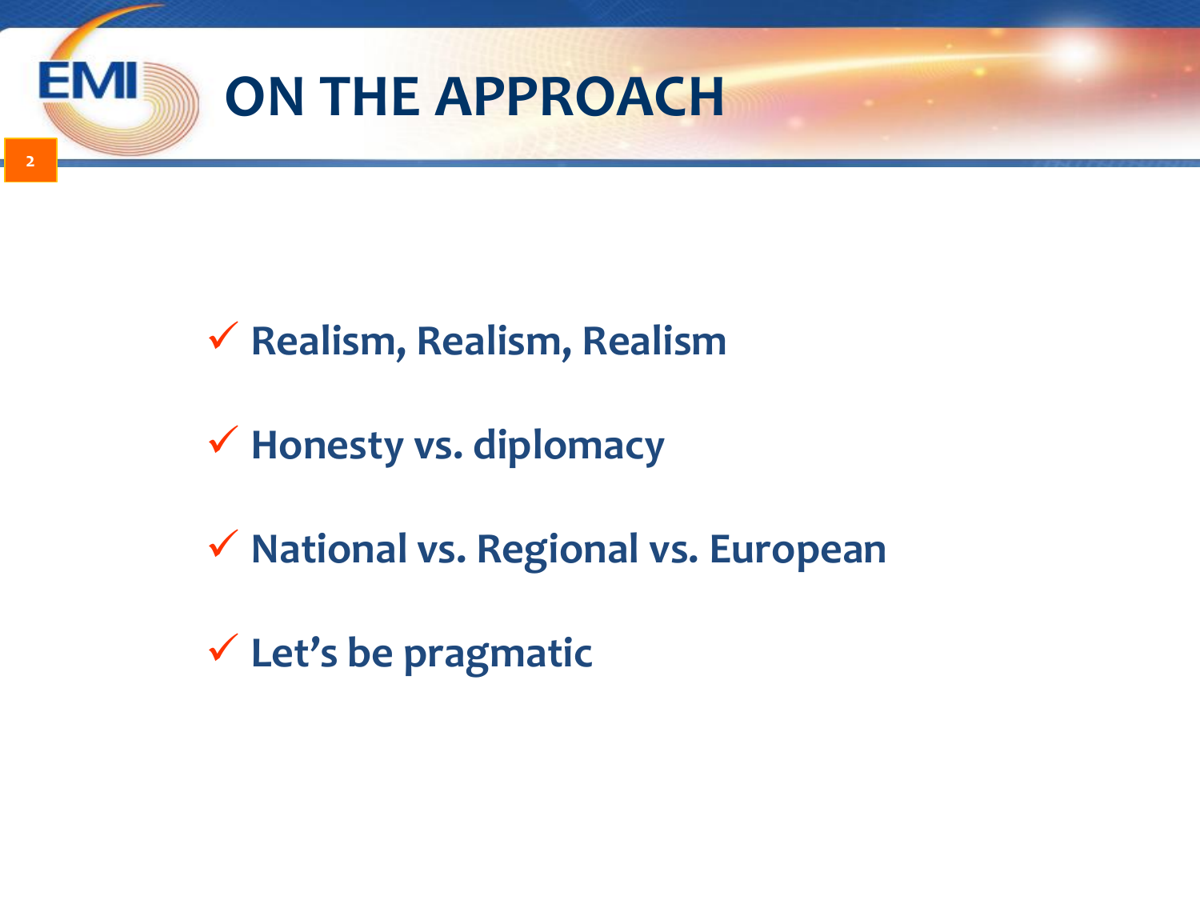# ON THE APPROACH

- ✓ **Realism, Realism, Realism**
- ✓ **Honesty vs. diplomacy**
- ✓ **National vs. Regional vs. European**
- ✓ **Let's be pragmatic**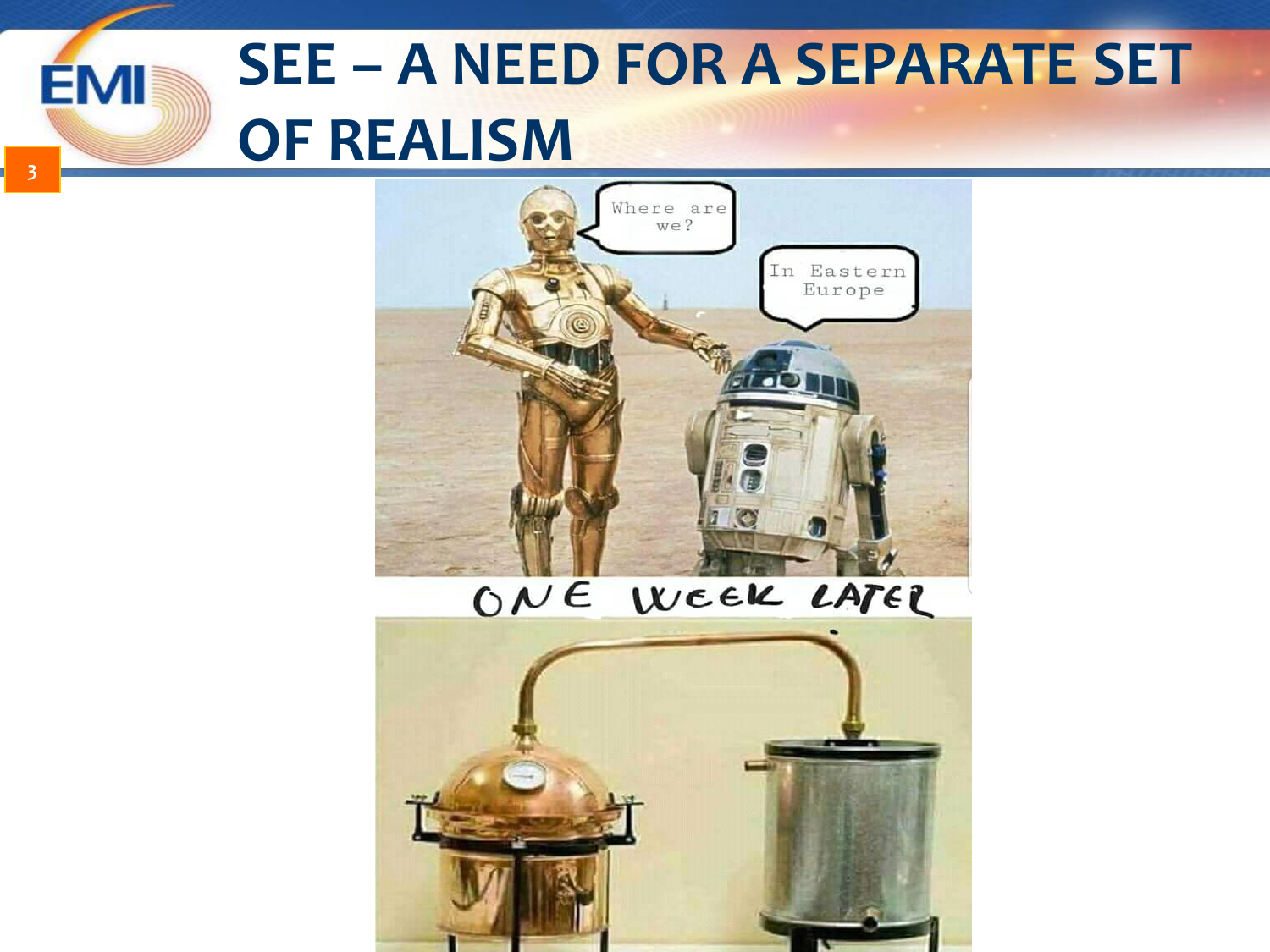# SEE – A NEED FOR A SEPARATE SET OF REALISM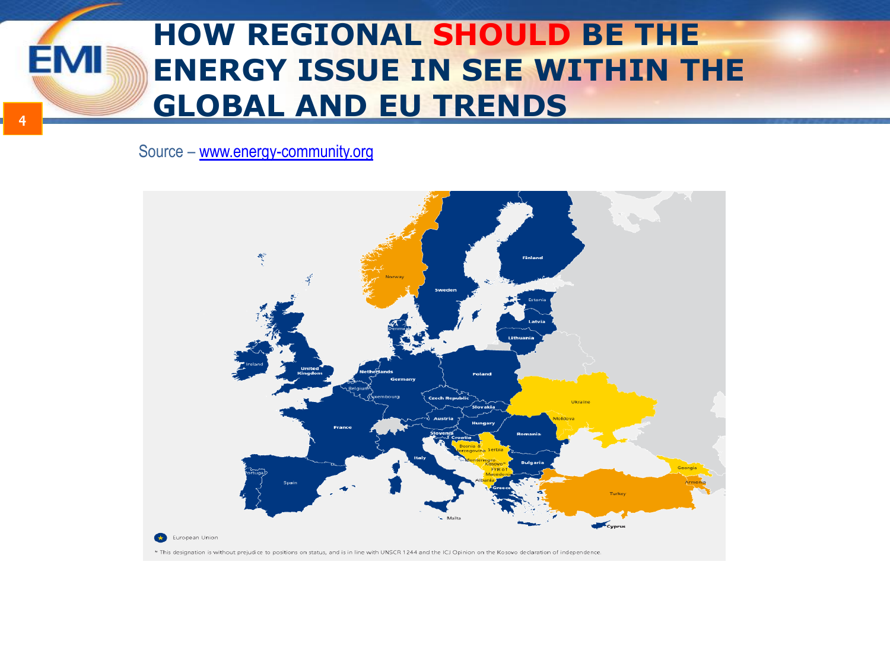# HOW REGIONAL SHOULD BE THE ENERGY ISSUE IN SEE WITHIN THE GLOBAL AND EU TRENDS

Source – www.energy-community.org

European Union

* This designation is without prejudice to positions on status, and is in line with UNSCR 1244 and the ICJ Opinion on the Kosovo declaration of independence.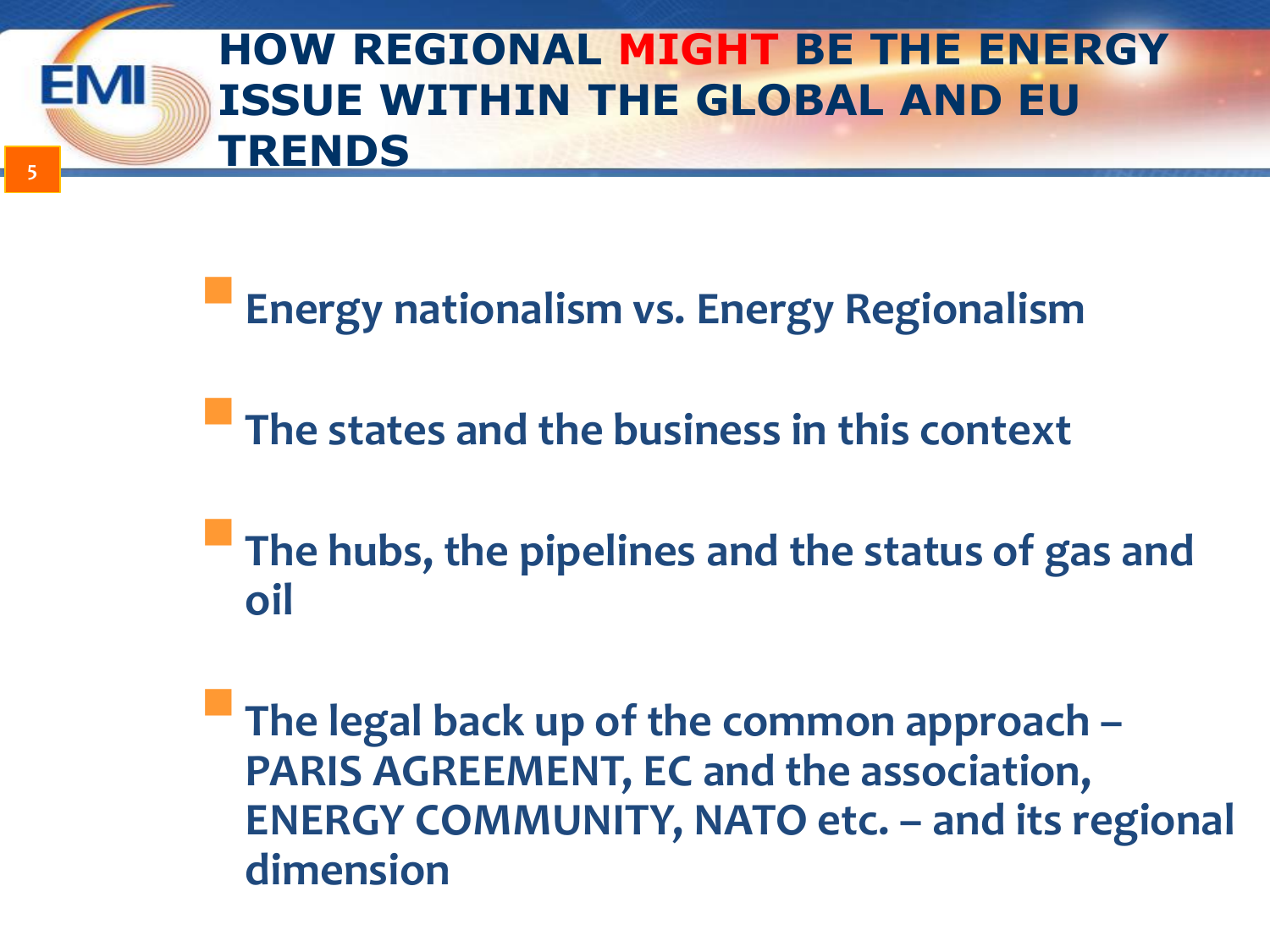# HOW REGIONAL MIGHT BE THE ENERGY ISSUE WITHIN THE GLOBAL AND EU TRENDS

- **Energy nationalism vs. Energy Regionalism**
- **The states and the business in this context**
- **The hubs, the pipelines and the status of gas and oil**
- **The legal back up of the common approach – PARIS AGREEMENT, EC and the association, ENERGY COMMUNITY, NATO etc. – and its regional dimension**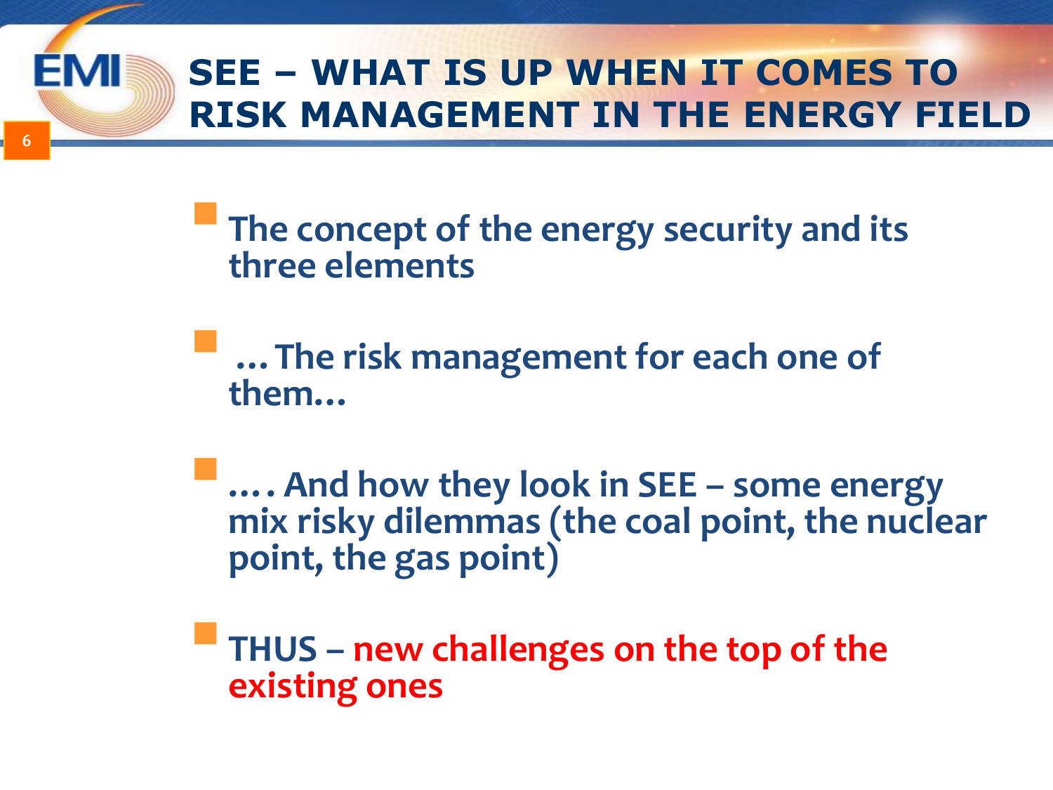# SEE – WHAT IS UP WHEN IT COMES TO RISK MANAGEMENT IN THE ENERGY FIELD

- **The concept of the energy security and its three elements**
- **… The risk management for each one of them…**
- **…. And how they look in SEE – some energy mix risky dilemmas (the coal point, the nuclear point, the gas point)**
- **THUS – new challenges on the top of the existing ones**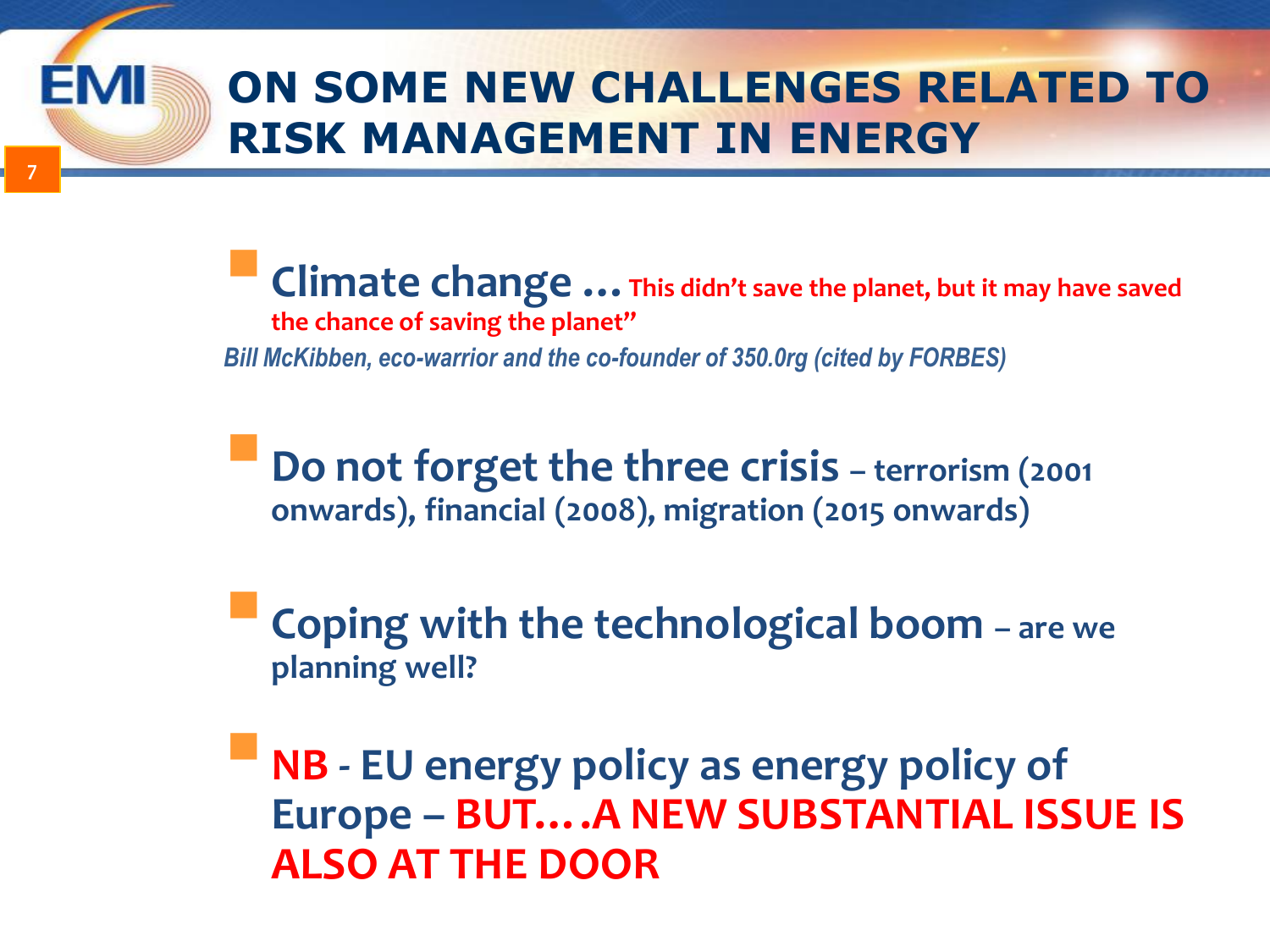# ON SOME NEW CHALLENGES RELATED TO RISK MANAGEMENT IN ENERGY

- **Climate change …** **This didn't save the planet, but it may have saved the chance of saving the planet"**

*Bill McKibben, eco-warrior and the co-founder of 350.0rg (cited by FORBES)*

- **Do not forget the three crisis – terrorism (2001 onwards), financial (2008), migration (2015 onwards)**

- **Coping with the technological boom – are we planning well?**

- **NB - EU energy policy as energy policy of Europe – BUT….A NEW SUBSTANTIAL ISSUE IS ALSO AT THE DOOR**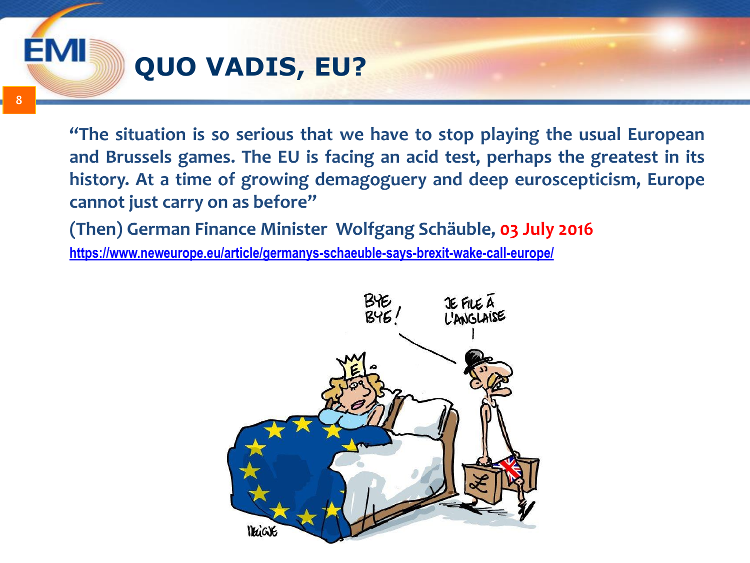# QUO VADIS, EU?

**"The situation is so serious that we have to stop playing the usual European and Brussels games. The EU is facing an acid test, perhaps the greatest in its history. At a time of growing demagoguery and deep euroscepticism, Europe cannot just carry on as before"**

**(Then) German Finance Minister Wolfgang Schäuble, 03 July 2016**

https://www.neweurope.eu/article/germanys-schaeuble-says-brexit-wake-call-europe/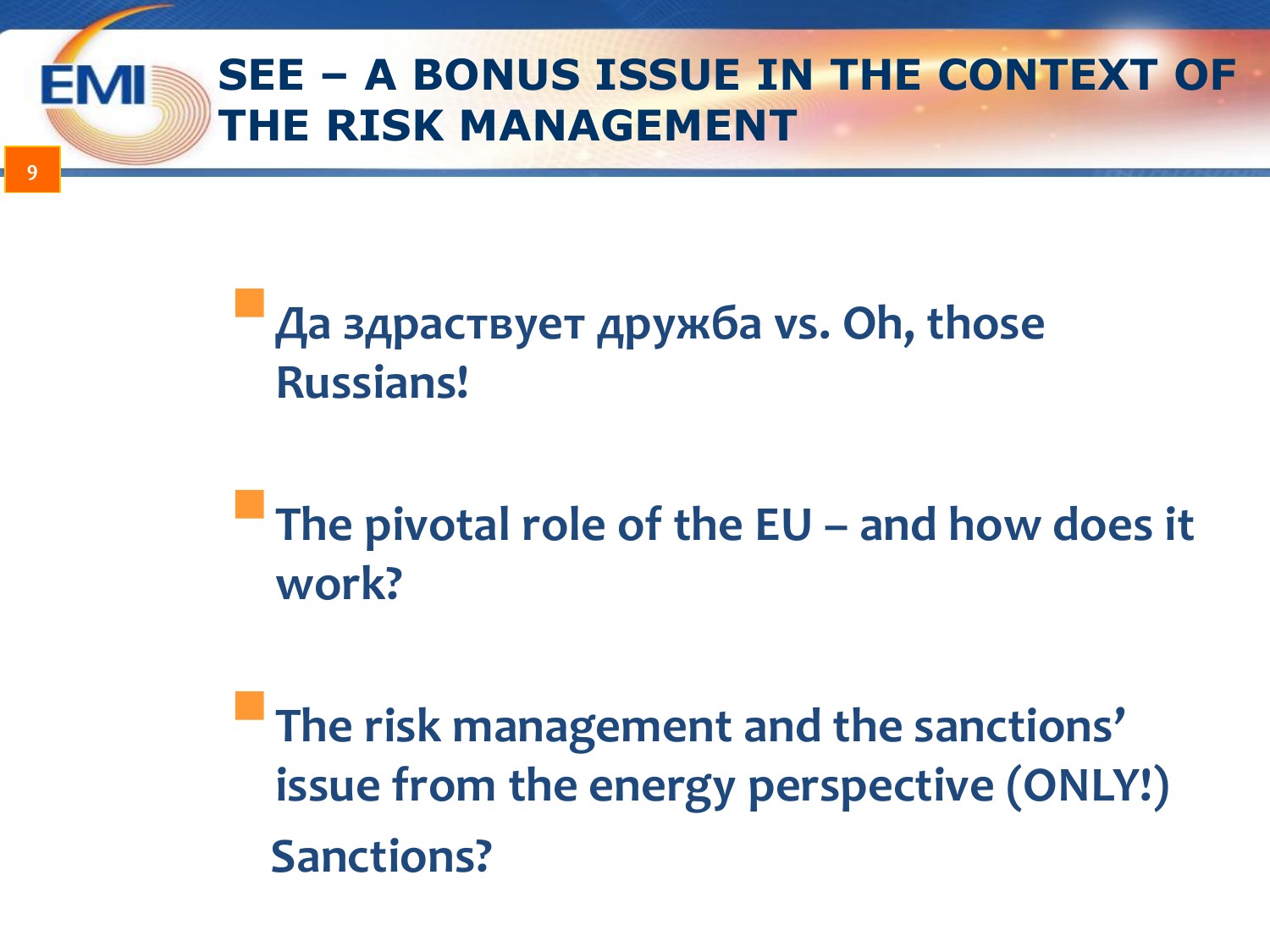# SEE – A BONUS ISSUE IN THE CONTEXT OF THE RISK MANAGEMENT

- Да здраствует дружба vs. Oh, those Russians!
- The pivotal role of the EU – and how does it work?
- The risk management and the sanctions' issue from the energy perspective (ONLY!)

Sanctions?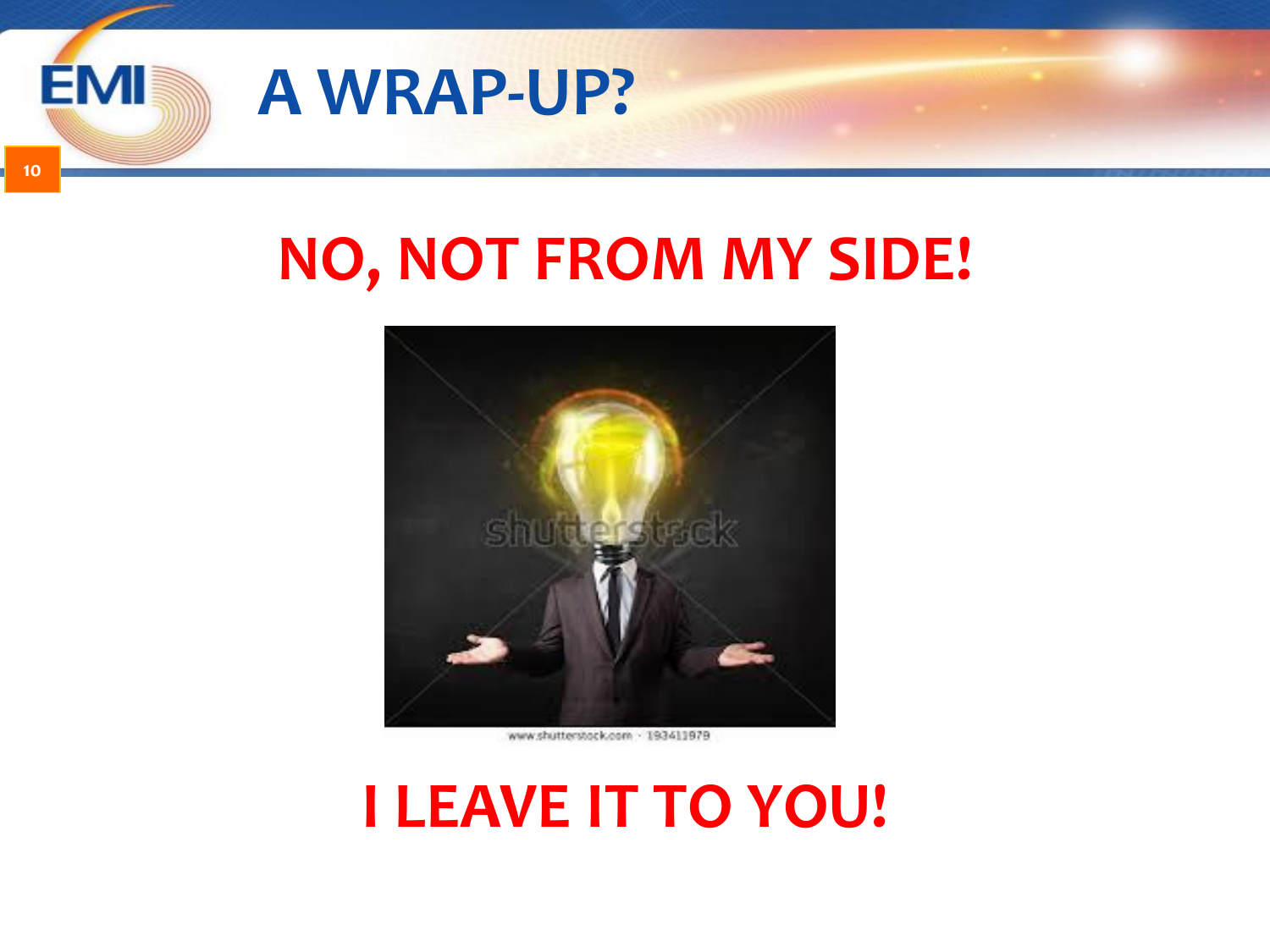# A WRAP-UP?

## NO, NOT FROM MY SIDE!

## I LEAVE IT TO YOU!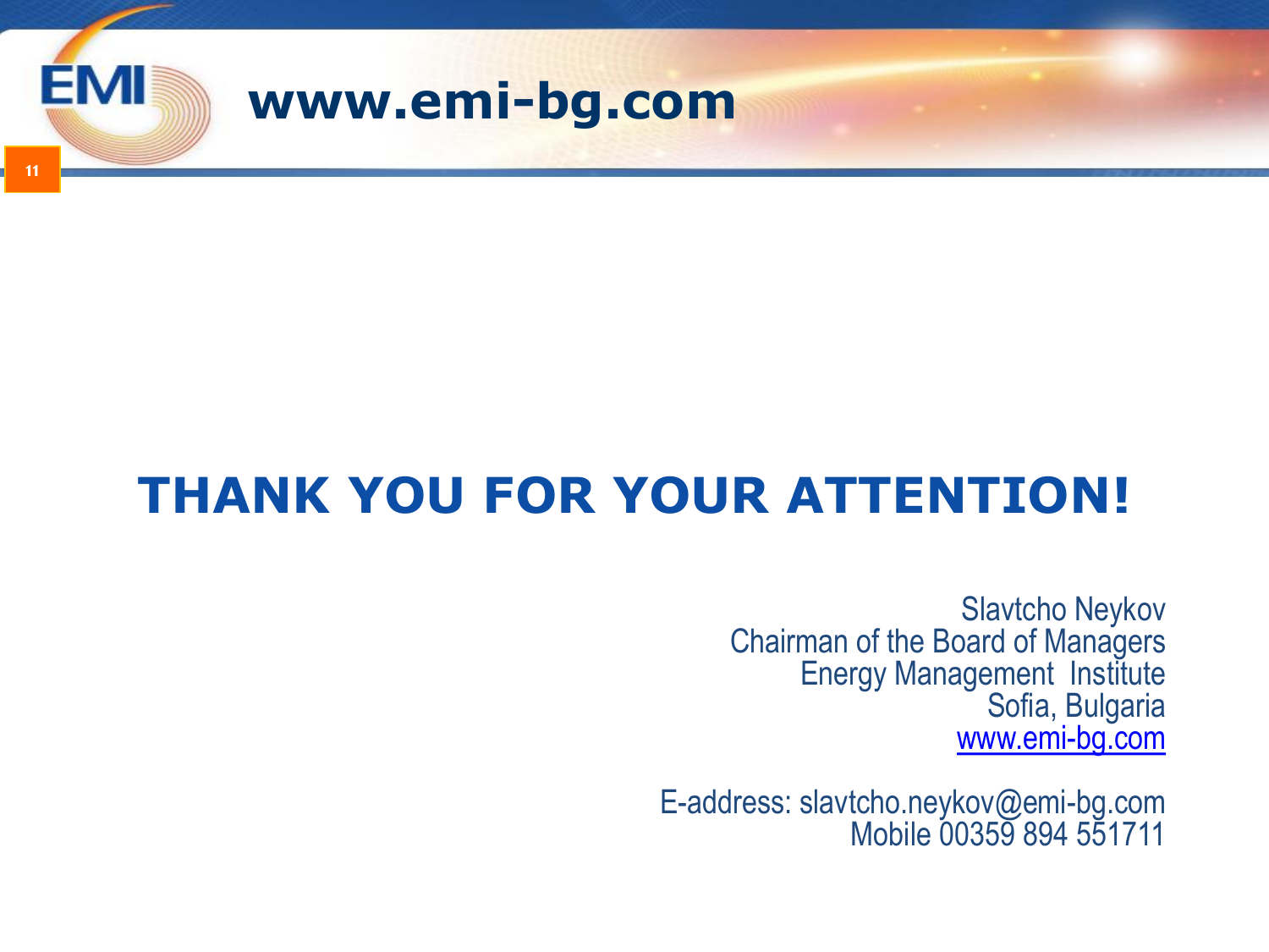www.emi-bg.com

# THANK YOU FOR YOUR ATTENTION!

Slavtcho Neykov
Chairman of the Board of Managers
Energy Management Institute
Sofia, Bulgaria
www.emi-bg.com

E-address: slavtcho.neykov@emi-bg.com
Mobile 00359 894 551711